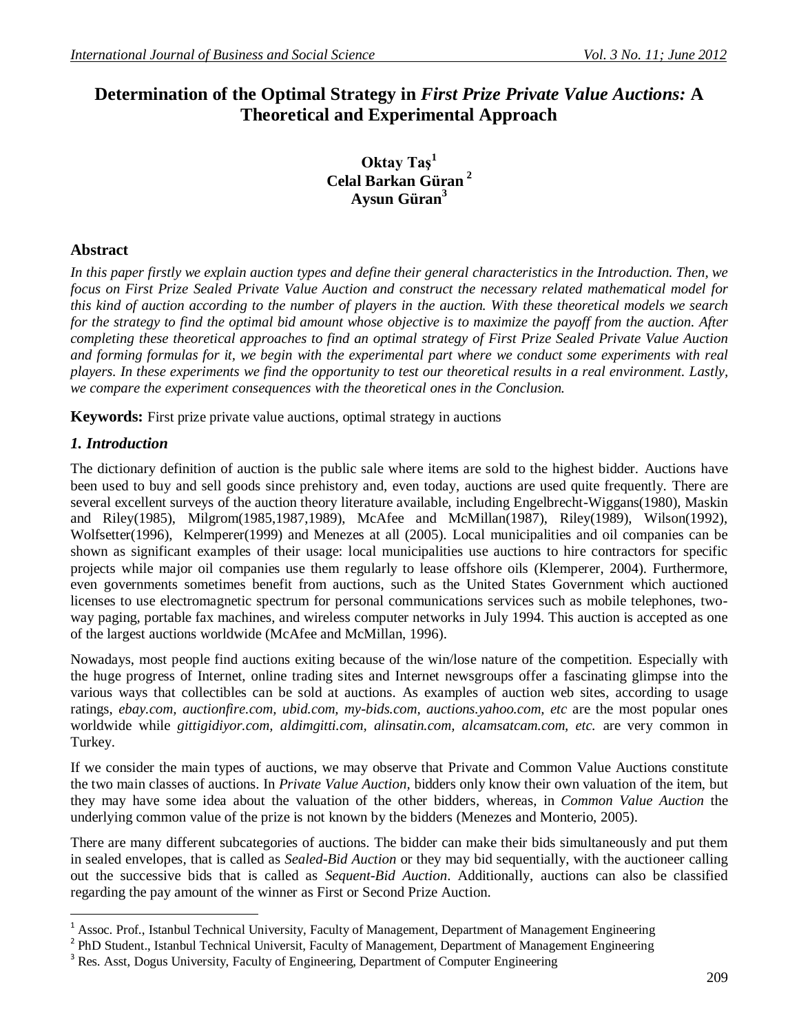# Determination of the Optimal Strategy in *First Prize Private Value Auctions:* A Theoretical and Experimental Approach

**Oktay Taş[1]**
**Celal Barkan Güran[2]**
**Aysun Güran[3]**

## Abstract

*In this paper firstly we explain auction types and define their general characteristics in the Introduction. Then, we focus on First Prize Sealed Private Value Auction and construct the necessary related mathematical model for this kind of auction according to the number of players in the auction. With these theoretical models we search for the strategy to find the optimal bid amount whose objective is to maximize the payoff from the auction. After completing these theoretical approaches to find an optimal strategy of First Prize Sealed Private Value Auction and forming formulas for it, we begin with the experimental part where we conduct some experiments with real players. In these experiments we find the opportunity to test our theoretical results in a real environment. Lastly, we compare the experiment consequences with the theoretical ones in the Conclusion.*

**Keywords:** First prize private value auctions, optimal strategy in auctions

## *1. Introduction*

The dictionary definition of auction is the public sale where items are sold to the highest bidder. Auctions have been used to buy and sell goods since prehistory and, even today, auctions are used quite frequently. There are several excellent surveys of the auction theory literature available, including Engelbrecht-Wiggans(1980), Maskin and Riley(1985), Milgrom(1985,1987,1989), McAfee and McMillan(1987), Riley(1989), Wilson(1992), Wolfsetter(1996), Kelmperer(1999) and Menezes at all (2005). Local municipalities and oil companies can be shown as significant examples of their usage: local municipalities use auctions to hire contractors for specific projects while major oil companies use them regularly to lease offshore oils (Klemperer, 2004). Furthermore, even governments sometimes benefit from auctions, such as the United States Government which auctioned licenses to use electromagnetic spectrum for personal communications services such as mobile telephones, two-way paging, portable fax machines, and wireless computer networks in July 1994. This auction is accepted as one of the largest auctions worldwide (McAfee and McMillan, 1996).

Nowadays, most people find auctions exiting because of the win/lose nature of the competition. Especially with the huge progress of Internet, online trading sites and Internet newsgroups offer a fascinating glimpse into the various ways that collectibles can be sold at auctions. As examples of auction web sites, according to usage ratings, *ebay.com, auctionfire.com, ubid.com, my-bids.com, auctions.yahoo.com, etc* are the most popular ones worldwide while *gittigidiyor.com, aldimgitti.com, alinsatin.com, alcamsatcam.com, etc.* are very common in Turkey.

If we consider the main types of auctions, we may observe that Private and Common Value Auctions constitute the two main classes of auctions. In *Private Value Auction*, bidders only know their own valuation of the item, but they may have some idea about the valuation of the other bidders, whereas, in *Common Value Auction* the underlying common value of the prize is not known by the bidders (Menezes and Monterio, 2005).

There are many different subcategories of auctions. The bidder can make their bids simultaneously and put them in sealed envelopes, that is called as *Sealed-Bid Auction* or they may bid sequentially, with the auctioneer calling out the successive bids that is called as *Sequent-Bid Auction*. Additionally, auctions can also be classified regarding the pay amount of the winner as First or Second Prize Auction.

[1] Assoc. Prof., Istanbul Technical University, Faculty of Management, Department of Management Engineering

[2] PhD Student., Istanbul Technical Universit, Faculty of Management, Department of Management Engineering

[3] Res. Asst, Dogus University, Faculty of Engineering, Department of Computer Engineering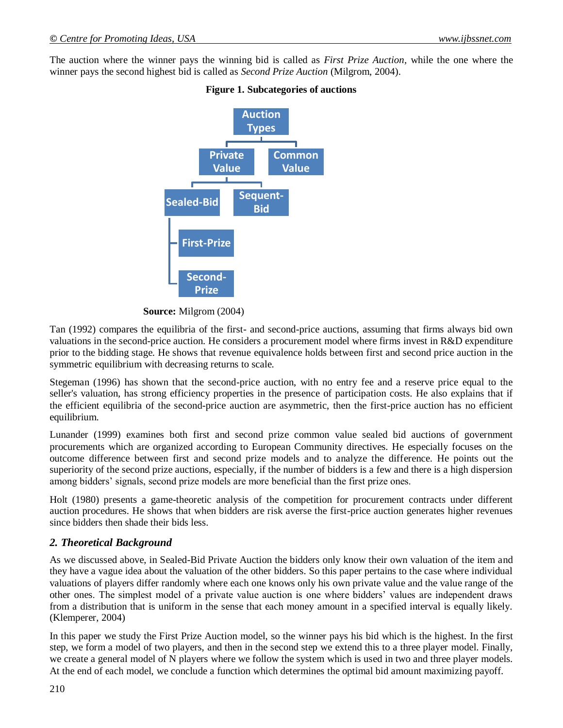The auction where the winner pays the winning bid is called as *First Prize Auction,* while the one where the winner pays the second highest bid is called as *Second Prize Auction* (Milgrom, 2004).

**Figure 1. Subcategories of auctions**

Auction Types

Private Value

Common Value

Sealed-Bid

Sequent-Bid

First-Prize

Second-Prize

**Source:** Milgrom (2004)

Tan (1992) compares the equilibria of the first- and second-price auctions, assuming that firms always bid own valuations in the second-price auction. He considers a procurement model where firms invest in R&D expenditure prior to the bidding stage. He shows that revenue equivalence holds between first and second price auction in the symmetric equilibrium with decreasing returns to scale.

Stegeman (1996) has shown that the second-price auction, with no entry fee and a reserve price equal to the seller's valuation, has strong efficiency properties in the presence of participation costs. He also explains that if the efficient equilibria of the second-price auction are asymmetric, then the first-price auction has no efficient equilibrium.

Lunander (1999) examines both first and second prize common value sealed bid auctions of government procurements which are organized according to European Community directives. He especially focuses on the outcome difference between first and second prize models and to analyze the difference. He points out the superiority of the second prize auctions, especially, if the number of bidders is a few and there is a high dispersion among bidders' signals, second prize models are more beneficial than the first prize ones.

Holt (1980) presents a game-theoretic analysis of the competition for procurement contracts under different auction procedures. He shows that when bidders are risk averse the first-price auction generates higher revenues since bidders then shade their bids less.

## *2. Theoretical Background*

As we discussed above, in Sealed-Bid Private Auction the bidders only know their own valuation of the item and they have a vague idea about the valuation of the other bidders. So this paper pertains to the case where individual valuations of players differ randomly where each one knows only his own private value and the value range of the other ones. The simplest model of a private value auction is one where bidders' values are independent draws from a distribution that is uniform in the sense that each money amount in a specified interval is equally likely. (Klemperer, 2004)

In this paper we study the First Prize Auction model, so the winner pays his bid which is the highest. In the first step, we form a model of two players, and then in the second step we extend this to a three player model. Finally, we create a general model of N players where we follow the system which is used in two and three player models. At the end of each model, we conclude a function which determines the optimal bid amount maximizing payoff.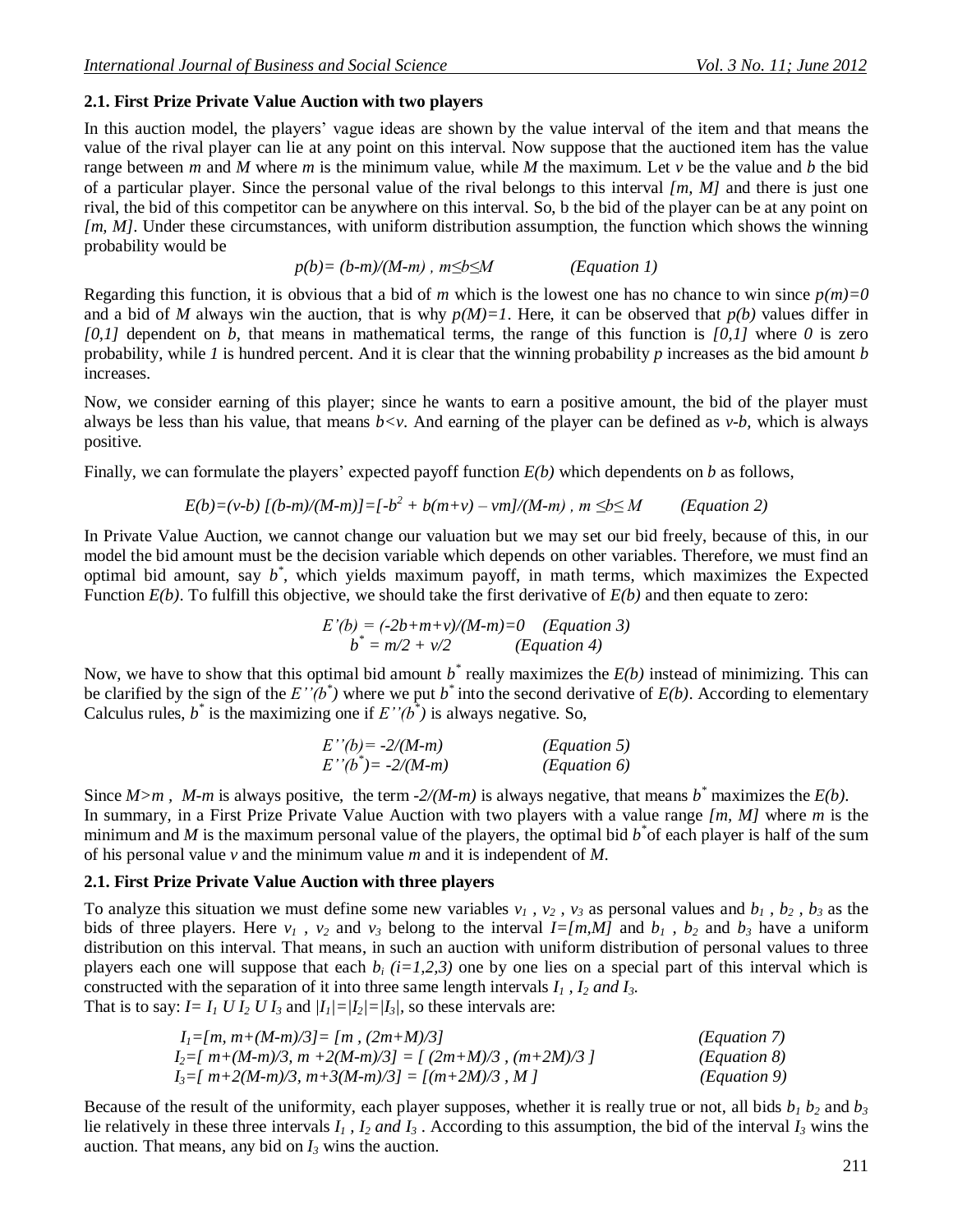### 2.1. First Prize Private Value Auction with two players

In this auction model, the players' vague ideas are shown by the value interval of the item and that means the value of the rival player can lie at any point on this interval. Now suppose that the auctioned item has the value range between $m$ and $M$ where $m$ is the minimum value, while $M$ the maximum. Let $v$ be the value and $b$ the bid of a particular player. Since the personal value of the rival belongs to this interval $[m, M]$ and there is just one rival, the bid of this competitor can be anywhere on this interval. So, b the bid of the player can be at any point on $[m, M]$. Under these circumstances, with uniform distribution assumption, the function which shows the winning probability would be

$$p(b)= (b-m)/(M-m)\ ,\ m \le b \le M \qquad \textit{(Equation 1)}$$

Regarding this function, it is obvious that a bid of $m$ which is the lowest one has no chance to win since $p(m)=0$ and a bid of $M$ always win the auction, that is why $p(M)=1$. Here, it can be observed that $p(b)$ values differ in $[0,1]$ dependent on $b$, that means in mathematical terms, the range of this function is $[0,1]$ where $0$ is zero probability, while $1$ is hundred percent. And it is clear that the winning probability $p$ increases as the bid amount $b$ increases.

Now, we consider earning of this player; since he wants to earn a positive amount, the bid of the player must always be less than his value, that means $b<v$. And earning of the player can be defined as $v-b$, which is always positive.

Finally, we can formulate the players' expected payoff function $E(b)$ which dependents on $b$ as follows,

$$E(b)=(v-b)\ [(b-m)/(M-m)]=[-b^2 + b(m+v) - vm]/(M-m)\ ,\ m \le b \le M \qquad \textit{(Equation 2)}$$

In Private Value Auction, we cannot change our valuation but we may set our bid freely, because of this, in our model the bid amount must be the decision variable which depends on other variables. Therefore, we must find an optimal bid amount, say $b^*$, which yields maximum payoff, in math terms, which maximizes the Expected Function $E(b)$. To fulfill this objective, we should take the first derivative of $E(b)$ and then equate to zero:

$$E'(b) = (-2b+m+v)/(M-m)=0 \qquad \textit{(Equation 3)}$$

$$b^* = m/2 + v/2 \qquad \textit{(Equation 4)}$$

Now, we have to show that this optimal bid amount $b^*$ really maximizes the $E(b)$ instead of minimizing. This can be clarified by the sign of the $E''(b^*)$ where we put $b^*$ into the second derivative of $E(b)$. According to elementary Calculus rules, $b^*$ is the maximizing one if $E''(b^*)$ is always negative. So,

$$E''(b)= -2/(M-m) \qquad \textit{(Equation 5)}$$

$$E''(b^*)= -2/(M-m) \qquad \textit{(Equation 6)}$$

Since $M>m$ , $M-m$ is always positive, the term $-2/(M-m)$ is always negative, that means $b^*$ maximizes the $E(b)$.
In summary, in a First Prize Private Value Auction with two players with a value range $[m, M]$ where $m$ is the minimum and $M$ is the maximum personal value of the players, the optimal bid $b^*$ of each player is half of the sum of his personal value $v$ and the minimum value $m$ and it is independent of $M$.

### 2.1. First Prize Private Value Auction with three players

To analyze this situation we must define some new variables $v_1$ , $v_2$ , $v_3$ as personal values and $b_1$ , $b_2$ , $b_3$ as the bids of three players. Here $v_1$ , $v_2$ and $v_3$ belong to the interval $I=[m,M]$ and $b_1$ , $b_2$ and $b_3$ have a uniform distribution on this interval. That means, in such an auction with uniform distribution of personal values to three players each one will suppose that each $b_i$ $(i=1,2,3)$ one by one lies on a special part of this interval which is constructed with the separation of it into three same length intervals $I_1$ , $I_2$ and $I_3$.
That is to say: $I= I_1 \cup I_2 \cup I_3$ and $|I_1|=|I_2|=|I_3|$, so these intervals are:

$$I_1=[m, m+(M-m)/3]= [m\ , (2m+M)/3] \qquad \textit{(Equation 7)}$$

$$I_2=[\ m+(M-m)/3, m +2(M-m)/3] = [\ (2m+M)/3\ , (m+2M)/3\ ] \qquad \textit{(Equation 8)}$$

$$I_3=[\ m+2(M-m)/3, m+3(M-m)/3] = [(m+2M)/3\ , M\ ] \qquad \textit{(Equation 9)}$$

Because of the result of the uniformity, each player supposes, whether it is really true or not, all bids $b_1$ $b_2$ and $b_3$ lie relatively in these three intervals $I_1$ , $I_2$ and $I_3$ . According to this assumption, the bid of the interval $I_3$ wins the auction. That means, any bid on $I_3$ wins the auction.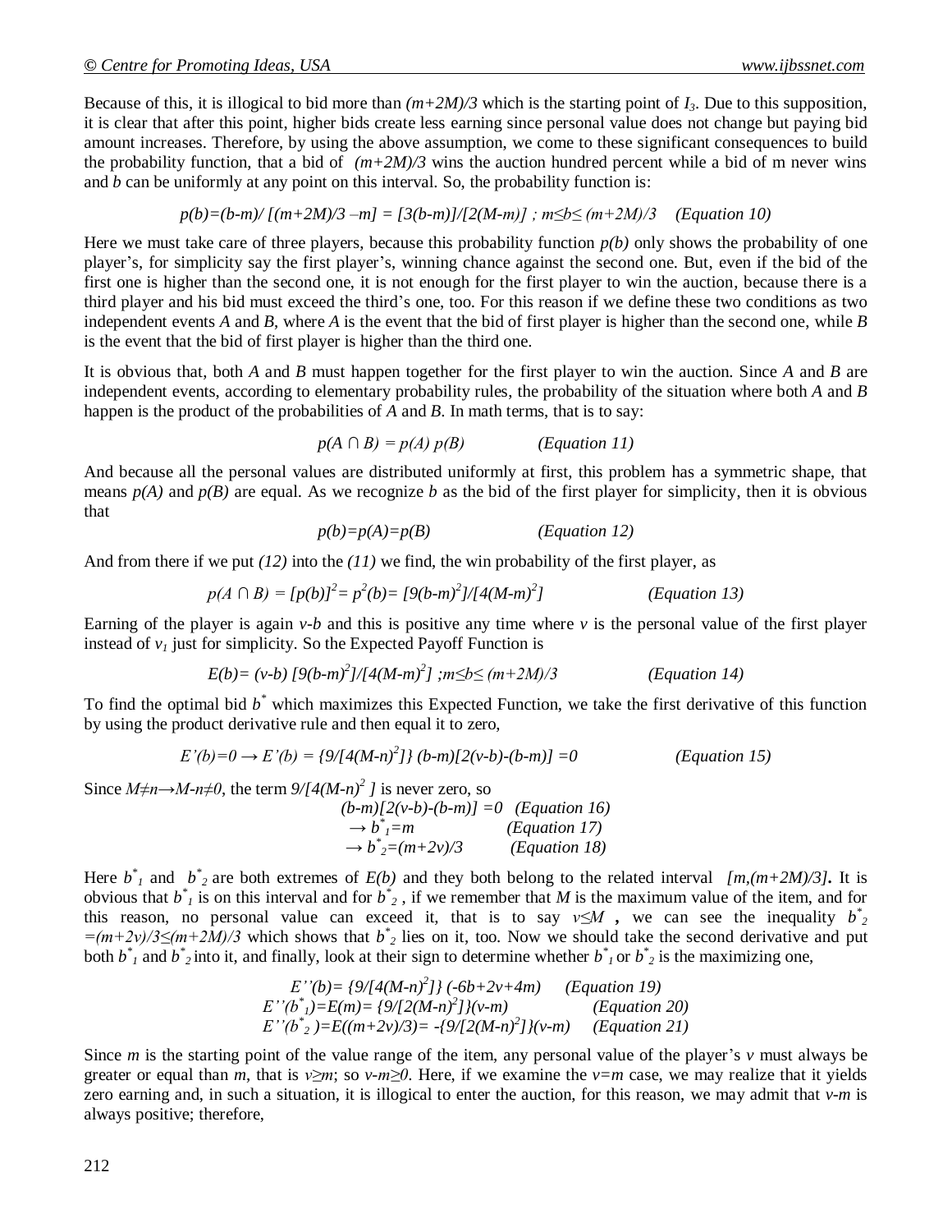Because of this, it is illogical to bid more than $(m+2M)/3$ which is the starting point of $I_3$. Due to this supposition, it is clear that after this point, higher bids create less earning since personal value does not change but paying bid amount increases. Therefore, by using the above assumption, we come to these significant consequences to build the probability function, that a bid of $(m+2M)/3$ wins the auction hundred percent while a bid of m never wins and $b$ can be uniformly at any point on this interval. So, the probability function is:

$$p(b)=(b-m)/[(m+2M)/3-m] = [3(b-m)]/[2(M-m)] \; ; \; m \leq b \leq (m+2M)/3 \quad \text{(Equation 10)}$$

Here we must take care of three players, because this probability function $p(b)$ only shows the probability of one player's, for simplicity say the first player's, winning chance against the second one. But, even if the bid of the first one is higher than the second one, it is not enough for the first player to win the auction, because there is a third player and his bid must exceed the third's one, too. For this reason if we define these two conditions as two independent events $A$ and $B$, where $A$ is the event that the bid of first player is higher than the second one, while $B$ is the event that the bid of first player is higher than the third one.

It is obvious that, both $A$ and $B$ must happen together for the first player to win the auction. Since $A$ and $B$ are independent events, according to elementary probability rules, the probability of the situation where both $A$ and $B$ happen is the product of the probabilities of $A$ and $B$. In math terms, that is to say:

$$p(A \cap B) = p(A)\, p(B) \quad \text{(Equation 11)}$$

And because all the personal values are distributed uniformly at first, this problem has a symmetric shape, that means $p(A)$ and $p(B)$ are equal. As we recognize $b$ as the bid of the first player for simplicity, then it is obvious that

$$p(b)=p(A)=p(B) \quad \text{(Equation 12)}$$

And from there if we put $(12)$ into the $(11)$ we find, the win probability of the first player, as

$$p(A \cap B) = [p(b)]^2 = p^2(b) = [9(b-m)^2]/[4(M-m)^2] \quad \text{(Equation 13)}$$

Earning of the player is again $v-b$ and this is positive any time where $v$ is the personal value of the first player instead of $v_1$ just for simplicity. So the Expected Payoff Function is

$$E(b) = (v-b)\,[9(b-m)^2]/[4(M-m)^2] \; ; m \leq b \leq (m+2M)/3 \quad \text{(Equation 14)}$$

To find the optimal bid $b^*$ which maximizes this Expected Function, we take the first derivative of this function by using the product derivative rule and then equal it to zero,

$$E'(b)=0 \rightarrow E'(b) = \{9/[4(M-n)^2]\}\,(b-m)[2(v-b)-(b-m)] = 0 \quad \text{(Equation 15)}$$

Since $M \neq n \rightarrow M-n \neq 0$, the term $9/[4(M-n)^2]$ is never zero, so

$$(b-m)[2(v-b)-(b-m)] = 0 \quad \text{(Equation 16)}$$

$$\rightarrow b^*_1 = m \quad \text{(Equation 17)}$$

$$\rightarrow b^*_2 = (m+2v)/3 \quad \text{(Equation 18)}$$

Here $b^*_1$ and $b^*_2$ are both extremes of $E(b)$ and they both belong to the related interval $[m,(m+2M)/3]$**.** It is obvious that $b^*_1$ is on this interval and for $b^*_2$, if we remember that $M$ is the maximum value of the item, and for this reason, no personal value can exceed it, that is to say $v \leq M$ **,** we can see the inequality $b^*_2 = (m+2v)/3 \leq (m+2M)/3$ which shows that $b^*_2$ lies on it, too. Now we should take the second derivative and put both $b^*_1$ and $b^*_2$ into it, and finally, look at their sign to determine whether $b^*_1$ or $b^*_2$ is the maximizing one,

$$E''(b) = \{9/[4(M-n)^2]\}\,(-6b+2v+4m) \quad \text{(Equation 19)}$$

$$E''(b^*_1) = E(m) = \{9/[2(M-n)^2]\}(v-m) \quad \text{(Equation 20)}$$

$$E''(b^*_2) = E((m+2v)/3) = -\{9/[2(M-n)^2]\}(v-m) \quad \text{(Equation 21)}$$

Since $m$ is the starting point of the value range of the item, any personal value of the player's $v$ must always be greater or equal than $m$, that is $v \geq m$; so $v-m \geq 0$. Here, if we examine the $v=m$ case, we may realize that it yields zero earning and, in such a situation, it is illogical to enter the auction, for this reason, we may admit that $v-m$ is always positive; therefore,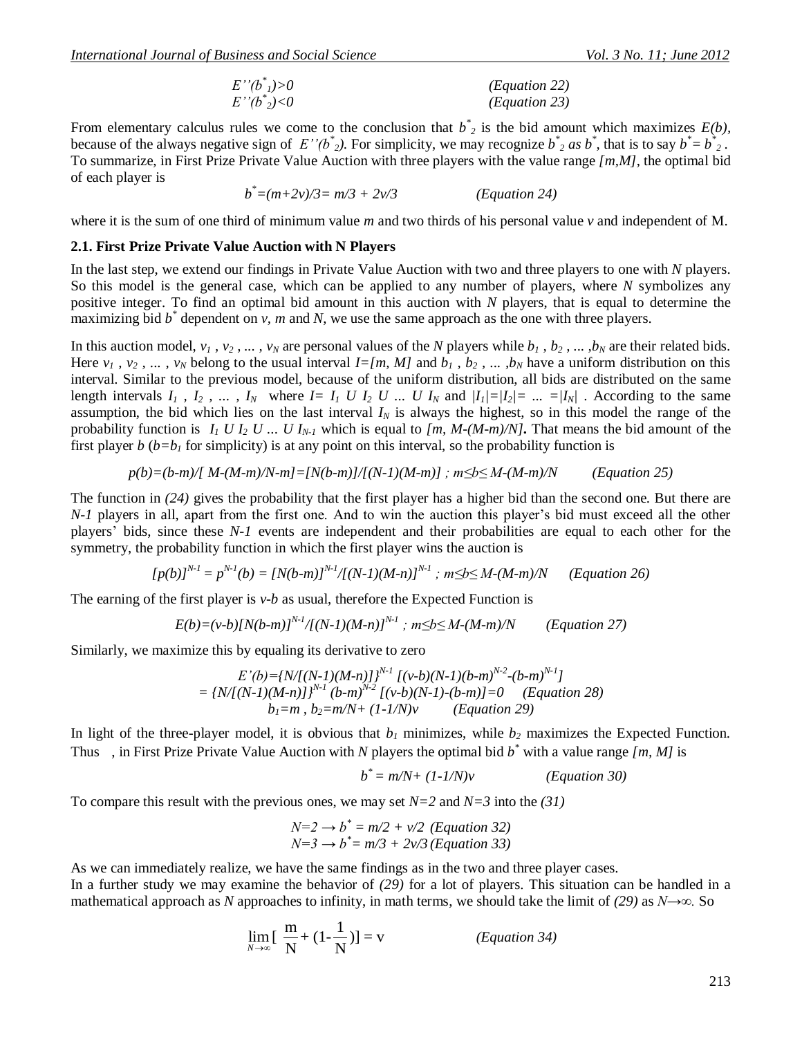$$E''(b^*_1)>0 \qquad \text{(Equation 22)}$$
$$E''(b^*_2)<0 \qquad \text{(Equation 23)}$$

From elementary calculus rules we come to the conclusion that $b^*_2$ is the bid amount which maximizes $E(b)$, because of the always negative sign of $E''(b^*_2)$. For simplicity, we may recognize $b^*_2$ as $b^*$, that is to say $b^*= b^*_2$. To summarize, in First Prize Private Value Auction with three players with the value range $[m,M]$, the optimal bid of each player is

$$b^*=(m+2v)/3= m/3 + 2v/3 \qquad \text{(Equation 24)}$$

where it is the sum of one third of minimum value $m$ and two thirds of his personal value $v$ and independent of M.

### 2.1. First Prize Private Value Auction with N Players

In the last step, we extend our findings in Private Value Auction with two and three players to one with $N$ players. So this model is the general case, which can be applied to any number of players, where $N$ symbolizes any positive integer. To find an optimal bid amount in this auction with $N$ players, that is equal to determine the maximizing bid $b^*$ dependent on $v$, $m$ and $N$, we use the same approach as the one with three players.

In this auction model, $v_1 , v_2 , ... , v_N$ are personal values of the $N$ players while $b_1 , b_2 , ... ,b_N$ are their related bids. Here $v_1 , v_2 , ... , v_N$ belong to the usual interval $I=[m, M]$ and $b_1 , b_2 , ... ,b_N$ have a uniform distribution on this interval. Similar to the previous model, because of the uniform distribution, all bids are distributed on the same length intervals $I_1 , I_2 , ... , I_N$ where $I= I_1 \cup I_2 \cup ... \cup I_N$ and $|I_1|=|I_2|= ... =|I_N|$ . According to the same assumption, the bid which lies on the last interval $I_N$ is always the highest, so in this model the range of the probability function is $I_1 \cup I_2 \cup ... \cup I_{N-1}$ which is equal to **$[m, M-(M-m)/N]$.** That means the bid amount of the first player $b$ ($b=b_1$ for simplicity) is at any point on this interval, so the probability function is

$$p(b)=(b-m)/[ M-(M-m)/N-m]=[N(b-m)]/[(N-1)(M-m)] \; ; m\leq b\leq M-(M-m)/N \qquad \text{(Equation 25)}$$

The function in *(24)* gives the probability that the first player has a higher bid than the second one. But there are $N-1$ players in all, apart from the first one. And to win the auction this player's bid must exceed all the other players' bids, since these $N-1$ events are independent and their probabilities are equal to each other for the symmetry, the probability function in which the first player wins the auction is

$$[p(b)]^{N-1} = p^{N-1}(b) = [N(b-m)]^{N-1}/[(N-1)(M-n)]^{N-1} \; ; m\leq b\leq M-(M-m)/N \qquad \text{(Equation 26)}$$

The earning of the first player is $v-b$ as usual, therefore the Expected Function is

$$E(b)=(v-b)[N(b-m)]^{N-1}/[(N-1)(M-n)]^{N-1} \; ; m\leq b\leq M-(M-m)/N \qquad \text{(Equation 27)}$$

Similarly, we maximize this by equaling its derivative to zero

$$\begin{aligned} E'(b)&=\{N/[(N-1)(M-n)]\}^{N-1} [(v-b)(N-1)(b-m)^{N-2}-(b-m)^{N-1}] \\ &= \{N/[(N-1)(M-n)]\}^{N-1} (b-m)^{N-2} [(v-b)(N-1)-(b-m)]=0 \qquad \text{(Equation 28)} \end{aligned}$$

$$b_1=m \, , \, b_2=m/N+ (1-1/N)v \qquad \text{(Equation 29)}$$

In light of the three-player model, it is obvious that $b_1$ minimizes, while $b_2$ maximizes the Expected Function. Thus , in First Prize Private Value Auction with $N$ players the optimal bid $b^*$ with a value range $[m, M]$ is

$$b^* = m/N+ (1-1/N)v \qquad \text{(Equation 30)}$$

To compare this result with the previous ones, we may set $N=2$ and $N=3$ into the *(31)*

$$N=2 \rightarrow b^* = m/2 + v/2 \quad \text{(Equation 32)}$$
$$N=3 \rightarrow b^*= m/3 + 2v/3 \quad \text{(Equation 33)}$$

As we can immediately realize, we have the same findings as in the two and three player cases.

In a further study we may examine the behavior of *(29)* for a lot of players. This situation can be handled in a mathematical approach as $N$ approaches to infinity, in math terms, we should take the limit of *(29)* as $N\rightarrow\infty$. So

$$\lim_{N\rightarrow\infty}[\frac{m}{N} + (1-\frac{1}{N})] = v \qquad \text{(Equation 34)}$$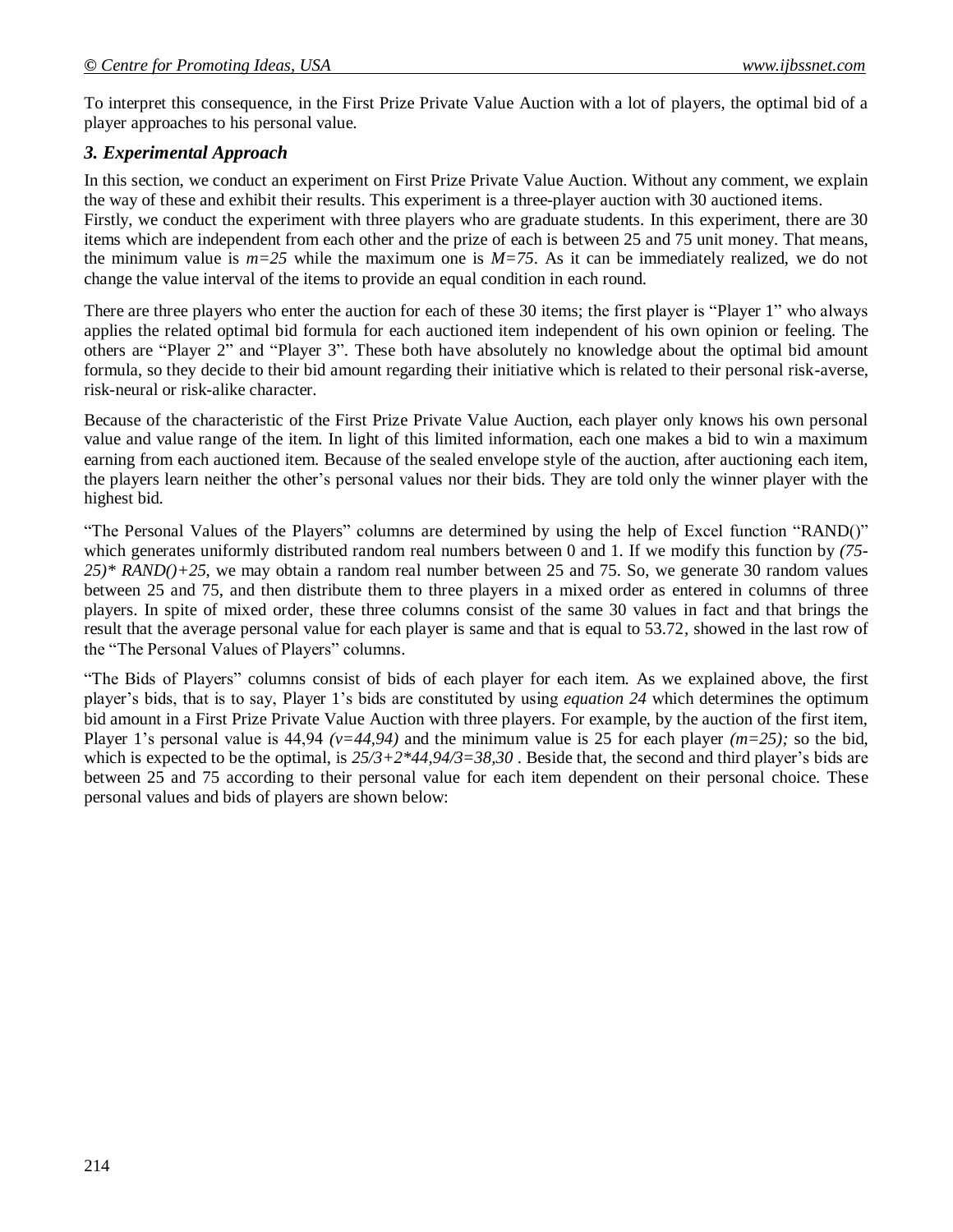To interpret this consequence, in the First Prize Private Value Auction with a lot of players, the optimal bid of a player approaches to his personal value.

### *3. Experimental Approach*

In this section, we conduct an experiment on First Prize Private Value Auction. Without any comment, we explain the way of these and exhibit their results. This experiment is a three-player auction with 30 auctioned items.
Firstly, we conduct the experiment with three players who are graduate students. In this experiment, there are 30 items which are independent from each other and the prize of each is between 25 and 75 unit money. That means, the minimum value is $m=25$ while the maximum one is $M=75$. As it can be immediately realized, we do not change the value interval of the items to provide an equal condition in each round.

There are three players who enter the auction for each of these 30 items; the first player is "Player 1" who always applies the related optimal bid formula for each auctioned item independent of his own opinion or feeling. The others are "Player 2" and "Player 3". These both have absolutely no knowledge about the optimal bid amount formula, so they decide to their bid amount regarding their initiative which is related to their personal risk-averse, risk-neural or risk-alike character.

Because of the characteristic of the First Prize Private Value Auction, each player only knows his own personal value and value range of the item. In light of this limited information, each one makes a bid to win a maximum earning from each auctioned item. Because of the sealed envelope style of the auction, after auctioning each item, the players learn neither the other's personal values nor their bids. They are told only the winner player with the highest bid.

"The Personal Values of the Players" columns are determined by using the help of Excel function "RAND()" which generates uniformly distributed random real numbers between 0 and 1. If we modify this function by *(75-25)\* RAND()+25*, we may obtain a random real number between 25 and 75. So, we generate 30 random values between 25 and 75, and then distribute them to three players in a mixed order as entered in columns of three players. In spite of mixed order, these three columns consist of the same 30 values in fact and that brings the result that the average personal value for each player is same and that is equal to 53.72, showed in the last row of the "The Personal Values of Players" columns.

"The Bids of Players" columns consist of bids of each player for each item. As we explained above, the first player's bids, that is to say, Player 1's bids are constituted by using *equation 24* which determines the optimum bid amount in a First Prize Private Value Auction with three players. For example, by the auction of the first item, Player 1's personal value is 44,94 $(v=44,94)$ and the minimum value is 25 for each player $(m=25)$; so the bid, which is expected to be the optimal, is $25/3+2*44,94/3=38,30$ . Beside that, the second and third player's bids are between 25 and 75 according to their personal value for each item dependent on their personal choice. These personal values and bids of players are shown below: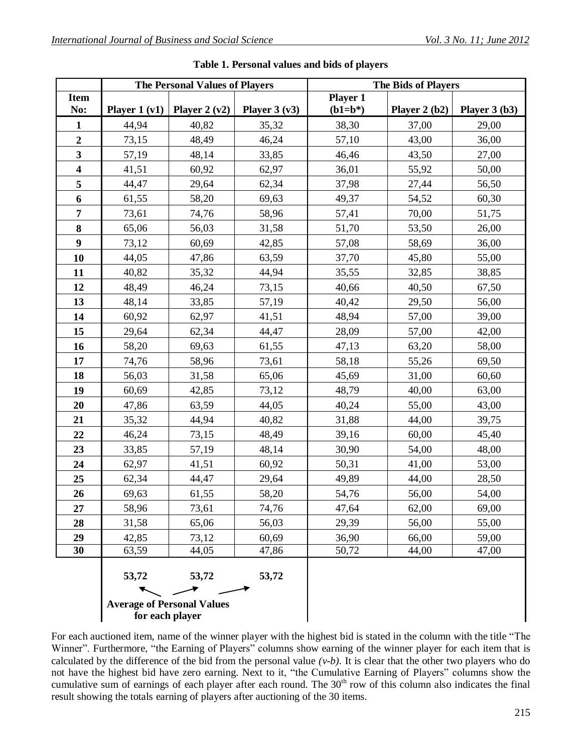**Table 1. Personal values and bids of players**

| | The Personal Values of Players | | | The Bids of Players | | |
|---|---|---|---|---|---|---|
| Item No: | Player 1 (v1) | Player 2 (v2) | Player 3 (v3) | Player 1 (b1=b*) | Player 2 (b2) | Player 3 (b3) |
| 1 | 44,94 | 40,82 | 35,32 | 38,30 | 37,00 | 29,00 |
| 2 | 73,15 | 48,49 | 46,24 | 57,10 | 43,00 | 36,00 |
| 3 | 57,19 | 48,14 | 33,85 | 46,46 | 43,50 | 27,00 |
| 4 | 41,51 | 60,92 | 62,97 | 36,01 | 55,92 | 50,00 |
| 5 | 44,47 | 29,64 | 62,34 | 37,98 | 27,44 | 56,50 |
| 6 | 61,55 | 58,20 | 69,63 | 49,37 | 54,52 | 60,30 |
| 7 | 73,61 | 74,76 | 58,96 | 57,41 | 70,00 | 51,75 |
| 8 | 65,06 | 56,03 | 31,58 | 51,70 | 53,50 | 26,00 |
| 9 | 73,12 | 60,69 | 42,85 | 57,08 | 58,69 | 36,00 |
| 10 | 44,05 | 47,86 | 63,59 | 37,70 | 45,80 | 55,00 |
| 11 | 40,82 | 35,32 | 44,94 | 35,55 | 32,85 | 38,85 |
| 12 | 48,49 | 46,24 | 73,15 | 40,66 | 40,50 | 67,50 |
| 13 | 48,14 | 33,85 | 57,19 | 40,42 | 29,50 | 56,00 |
| 14 | 60,92 | 62,97 | 41,51 | 48,94 | 57,00 | 39,00 |
| 15 | 29,64 | 62,34 | 44,47 | 28,09 | 57,00 | 42,00 |
| 16 | 58,20 | 69,63 | 61,55 | 47,13 | 63,20 | 58,00 |
| 17 | 74,76 | 58,96 | 73,61 | 58,18 | 55,26 | 69,50 |
| 18 | 56,03 | 31,58 | 65,06 | 45,69 | 31,00 | 60,60 |
| 19 | 60,69 | 42,85 | 73,12 | 48,79 | 40,00 | 63,00 |
| 20 | 47,86 | 63,59 | 44,05 | 40,24 | 55,00 | 43,00 |
| 21 | 35,32 | 44,94 | 40,82 | 31,88 | 44,00 | 39,75 |
| 22 | 46,24 | 73,15 | 48,49 | 39,16 | 60,00 | 45,40 |
| 23 | 33,85 | 57,19 | 48,14 | 30,90 | 54,00 | 48,00 |
| 24 | 62,97 | 41,51 | 60,92 | 50,31 | 41,00 | 53,00 |
| 25 | 62,34 | 44,47 | 29,64 | 49,89 | 44,00 | 28,50 |
| 26 | 69,63 | 61,55 | 58,20 | 54,76 | 56,00 | 54,00 |
| 27 | 58,96 | 73,61 | 74,76 | 47,64 | 62,00 | 69,00 |
| 28 | 31,58 | 65,06 | 56,03 | 29,39 | 56,00 | 55,00 |
| 29 | 42,85 | 73,12 | 60,69 | 36,90 | 66,00 | 59,00 |
| 30 | 63,59 | 44,05 | 47,86 | 50,72 | 44,00 | 47,00 |
| | **53,72** | **53,72** | **53,72** | | | |

**Average of Personal Values for each player**

For each auctioned item, name of the winner player with the highest bid is stated in the column with the title "The Winner". Furthermore, "the Earning of Players" columns show earning of the winner player for each item that is calculated by the difference of the bid from the personal value *(v-b)*. It is clear that the other two players who do not have the highest bid have zero earning. Next to it, "the Cumulative Earning of Players" columns show the cumulative sum of earnings of each player after each round. The 30th row of this column also indicates the final result showing the totals earning of players after auctioning of the 30 items.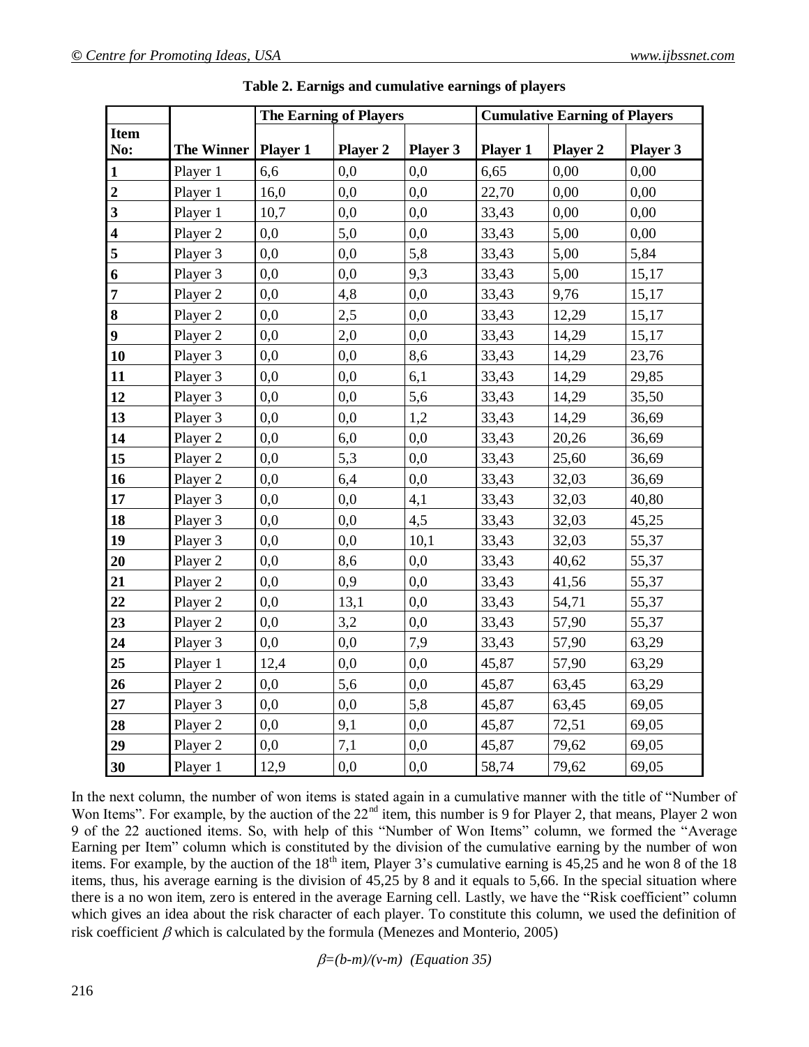**Table 2. Earnigs and cumulative earnings of players**

| | | The Earning of Players | | | Cumulative Earning of Players | | |
|---|---|---|---|---|---|---|---|
| Item No: | The Winner | Player 1 | Player 2 | Player 3 | Player 1 | Player 2 | Player 3 |
| 1 | Player 1 | 6,6 | 0,0 | 0,0 | 6,65 | 0,00 | 0,00 |
| 2 | Player 1 | 16,0 | 0,0 | 0,0 | 22,70 | 0,00 | 0,00 |
| 3 | Player 1 | 10,7 | 0,0 | 0,0 | 33,43 | 0,00 | 0,00 |
| 4 | Player 2 | 0,0 | 5,0 | 0,0 | 33,43 | 5,00 | 0,00 |
| 5 | Player 3 | 0,0 | 0,0 | 5,8 | 33,43 | 5,00 | 5,84 |
| 6 | Player 3 | 0,0 | 0,0 | 9,3 | 33,43 | 5,00 | 15,17 |
| 7 | Player 2 | 0,0 | 4,8 | 0,0 | 33,43 | 9,76 | 15,17 |
| 8 | Player 2 | 0,0 | 2,5 | 0,0 | 33,43 | 12,29 | 15,17 |
| 9 | Player 2 | 0,0 | 2,0 | 0,0 | 33,43 | 14,29 | 15,17 |
| 10 | Player 3 | 0,0 | 0,0 | 8,6 | 33,43 | 14,29 | 23,76 |
| 11 | Player 3 | 0,0 | 0,0 | 6,1 | 33,43 | 14,29 | 29,85 |
| 12 | Player 3 | 0,0 | 0,0 | 5,6 | 33,43 | 14,29 | 35,50 |
| 13 | Player 3 | 0,0 | 0,0 | 1,2 | 33,43 | 14,29 | 36,69 |
| 14 | Player 2 | 0,0 | 6,0 | 0,0 | 33,43 | 20,26 | 36,69 |
| 15 | Player 2 | 0,0 | 5,3 | 0,0 | 33,43 | 25,60 | 36,69 |
| 16 | Player 2 | 0,0 | 6,4 | 0,0 | 33,43 | 32,03 | 36,69 |
| 17 | Player 3 | 0,0 | 0,0 | 4,1 | 33,43 | 32,03 | 40,80 |
| 18 | Player 3 | 0,0 | 0,0 | 4,5 | 33,43 | 32,03 | 45,25 |
| 19 | Player 3 | 0,0 | 0,0 | 10,1 | 33,43 | 32,03 | 55,37 |
| 20 | Player 2 | 0,0 | 8,6 | 0,0 | 33,43 | 40,62 | 55,37 |
| 21 | Player 2 | 0,0 | 0,9 | 0,0 | 33,43 | 41,56 | 55,37 |
| 22 | Player 2 | 0,0 | 13,1 | 0,0 | 33,43 | 54,71 | 55,37 |
| 23 | Player 2 | 0,0 | 3,2 | 0,0 | 33,43 | 57,90 | 55,37 |
| 24 | Player 3 | 0,0 | 0,0 | 7,9 | 33,43 | 57,90 | 63,29 |
| 25 | Player 1 | 12,4 | 0,0 | 0,0 | 45,87 | 57,90 | 63,29 |
| 26 | Player 2 | 0,0 | 5,6 | 0,0 | 45,87 | 63,45 | 63,29 |
| 27 | Player 3 | 0,0 | 0,0 | 5,8 | 45,87 | 63,45 | 69,05 |
| 28 | Player 2 | 0,0 | 9,1 | 0,0 | 45,87 | 72,51 | 69,05 |
| 29 | Player 2 | 0,0 | 7,1 | 0,0 | 45,87 | 79,62 | 69,05 |
| 30 | Player 1 | 12,9 | 0,0 | 0,0 | 58,74 | 79,62 | 69,05 |

In the next column, the number of won items is stated again in a cumulative manner with the title of "Number of Won Items". For example, by the auction of the 22nd item, this number is 9 for Player 2, that means, Player 2 won 9 of the 22 auctioned items. So, with help of this "Number of Won Items" column, we formed the "Average Earning per Item" column which is constituted by the division of the cumulative earning by the number of won items. For example, by the auction of the 18th item, Player 3's cumulative earning is 45,25 and he won 8 of the 18 items, thus, his average earning is the division of 45,25 by 8 and it equals to 5,66. In the special situation where there is a no won item, zero is entered in the average Earning cell. Lastly, we have the "Risk coefficient" column which gives an idea about the risk character of each player. To constitute this column, we used the definition of risk coefficient $\beta$ which is calculated by the formula (Menezes and Monterio, 2005)

$$\beta=(b-m)/(v-m) \quad \textit{(Equation 35)}$$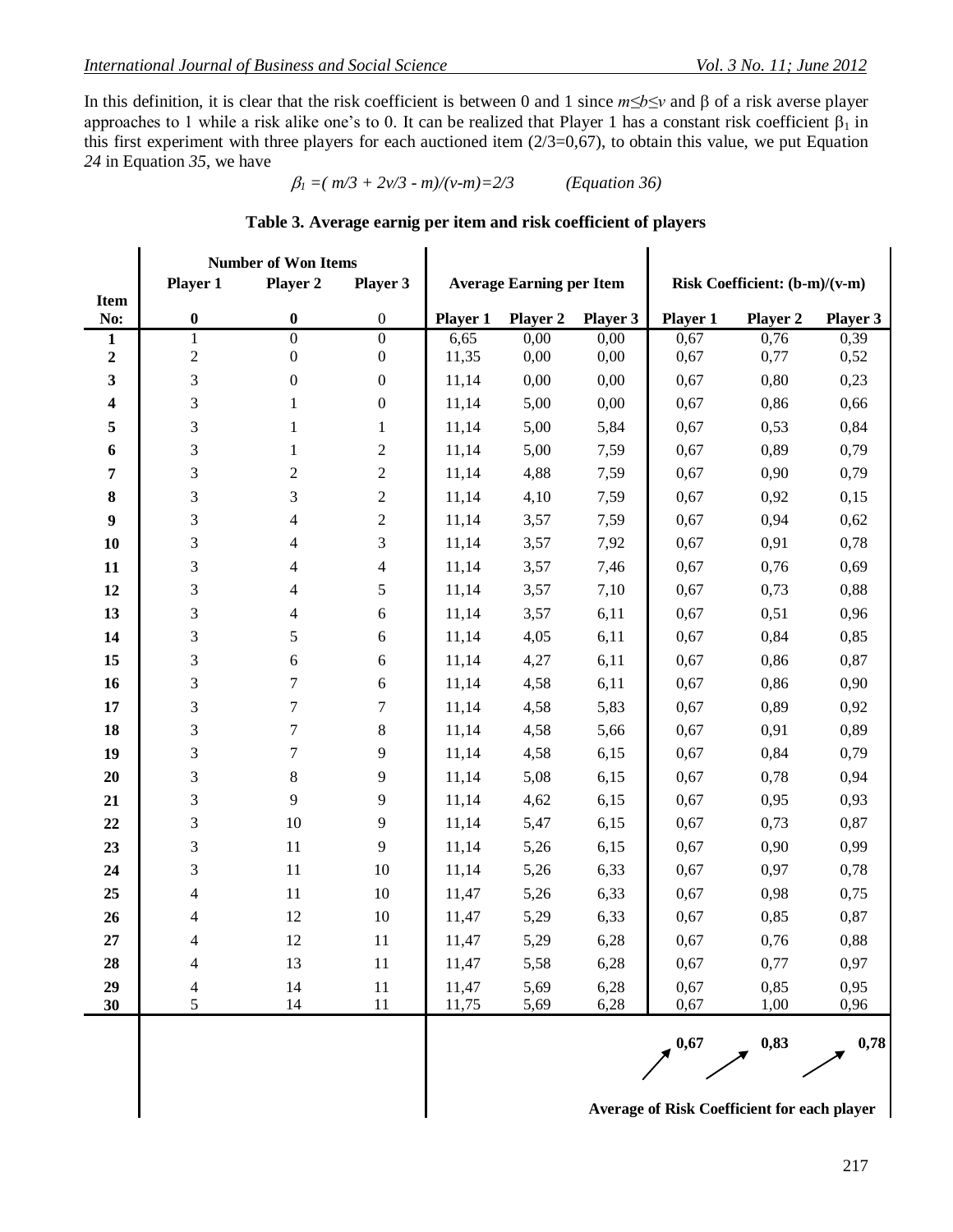In this definition, it is clear that the risk coefficient is between 0 and 1 since $m \leq b \leq v$ and $\beta$ of a risk averse player approaches to 1 while a risk alike one's to 0. It can be realized that Player 1 has a constant risk coefficient $\beta_1$ in this first experiment with three players for each auctioned item (2/3=0,67), to obtain this value, we put Equation *24* in Equation *35*, we have

$$\beta_1 = ( m/3 + 2v/3 - m)/(v-m) = 2/3 \qquad \textit{(Equation 36)}$$

**Table 3. Average earnig per item and risk coefficient of players**

| Item No: | Number of Won Items | | | Average Earning per Item | | | Risk Coefficient: (b-m)/(v-m) | | |
|---|---|---|---|---|---|---|---|---|---|
| | Player 1 | Player 2 | Player 3 | Player 1 | Player 2 | Player 3 | Player 1 | Player 2 | Player 3 |
| | 0 | 0 | 0 | | | | | | |
| 1 | 1 | 0 | 0 | 6,65 | 0,00 | 0,00 | 0,67 | 0,76 | 0,39 |
| 2 | 2 | 0 | 0 | 11,35 | 0,00 | 0,00 | 0,67 | 0,77 | 0,52 |
| 3 | 3 | 0 | 0 | 11,14 | 0,00 | 0,00 | 0,67 | 0,80 | 0,23 |
| 4 | 3 | 1 | 0 | 11,14 | 5,00 | 0,00 | 0,67 | 0,86 | 0,66 |
| 5 | 3 | 1 | 1 | 11,14 | 5,00 | 5,84 | 0,67 | 0,53 | 0,84 |
| 6 | 3 | 1 | 2 | 11,14 | 5,00 | 7,59 | 0,67 | 0,89 | 0,79 |
| 7 | 3 | 2 | 2 | 11,14 | 4,88 | 7,59 | 0,67 | 0,90 | 0,79 |
| 8 | 3 | 3 | 2 | 11,14 | 4,10 | 7,59 | 0,67 | 0,92 | 0,15 |
| 9 | 3 | 4 | 2 | 11,14 | 3,57 | 7,59 | 0,67 | 0,94 | 0,62 |
| 10 | 3 | 4 | 3 | 11,14 | 3,57 | 7,92 | 0,67 | 0,91 | 0,78 |
| 11 | 3 | 4 | 4 | 11,14 | 3,57 | 7,46 | 0,67 | 0,76 | 0,69 |
| 12 | 3 | 4 | 5 | 11,14 | 3,57 | 7,10 | 0,67 | 0,73 | 0,88 |
| 13 | 3 | 4 | 6 | 11,14 | 3,57 | 6,11 | 0,67 | 0,51 | 0,96 |
| 14 | 3 | 5 | 6 | 11,14 | 4,05 | 6,11 | 0,67 | 0,84 | 0,85 |
| 15 | 3 | 6 | 6 | 11,14 | 4,27 | 6,11 | 0,67 | 0,86 | 0,87 |
| 16 | 3 | 7 | 6 | 11,14 | 4,58 | 6,11 | 0,67 | 0,86 | 0,90 |
| 17 | 3 | 7 | 7 | 11,14 | 4,58 | 5,83 | 0,67 | 0,89 | 0,92 |
| 18 | 3 | 7 | 8 | 11,14 | 4,58 | 5,66 | 0,67 | 0,91 | 0,89 |
| 19 | 3 | 7 | 9 | 11,14 | 4,58 | 6,15 | 0,67 | 0,84 | 0,79 |
| 20 | 3 | 8 | 9 | 11,14 | 5,08 | 6,15 | 0,67 | 0,78 | 0,94 |
| 21 | 3 | 9 | 9 | 11,14 | 4,62 | 6,15 | 0,67 | 0,95 | 0,93 |
| 22 | 3 | 10 | 9 | 11,14 | 5,47 | 6,15 | 0,67 | 0,73 | 0,87 |
| 23 | 3 | 11 | 9 | 11,14 | 5,26 | 6,15 | 0,67 | 0,90 | 0,99 |
| 24 | 3 | 11 | 10 | 11,14 | 5,26 | 6,33 | 0,67 | 0,97 | 0,78 |
| 25 | 4 | 11 | 10 | 11,47 | 5,26 | 6,33 | 0,67 | 0,98 | 0,75 |
| 26 | 4 | 12 | 10 | 11,47 | 5,29 | 6,33 | 0,67 | 0,85 | 0,87 |
| 27 | 4 | 12 | 11 | 11,47 | 5,29 | 6,28 | 0,67 | 0,76 | 0,88 |
| 28 | 4 | 13 | 11 | 11,47 | 5,58 | 6,28 | 0,67 | 0,77 | 0,97 |
| 29 | 4 | 14 | 11 | 11,47 | 5,69 | 6,28 | 0,67 | 0,85 | 0,95 |
| 30 | 5 | 14 | 11 | 11,75 | 5,69 | 6,28 | 0,67 | 1,00 | 0,96 |
| | | | | | | | **0,67** | **0,83** | **0,78** |

**Average of Risk Coefficient for each player**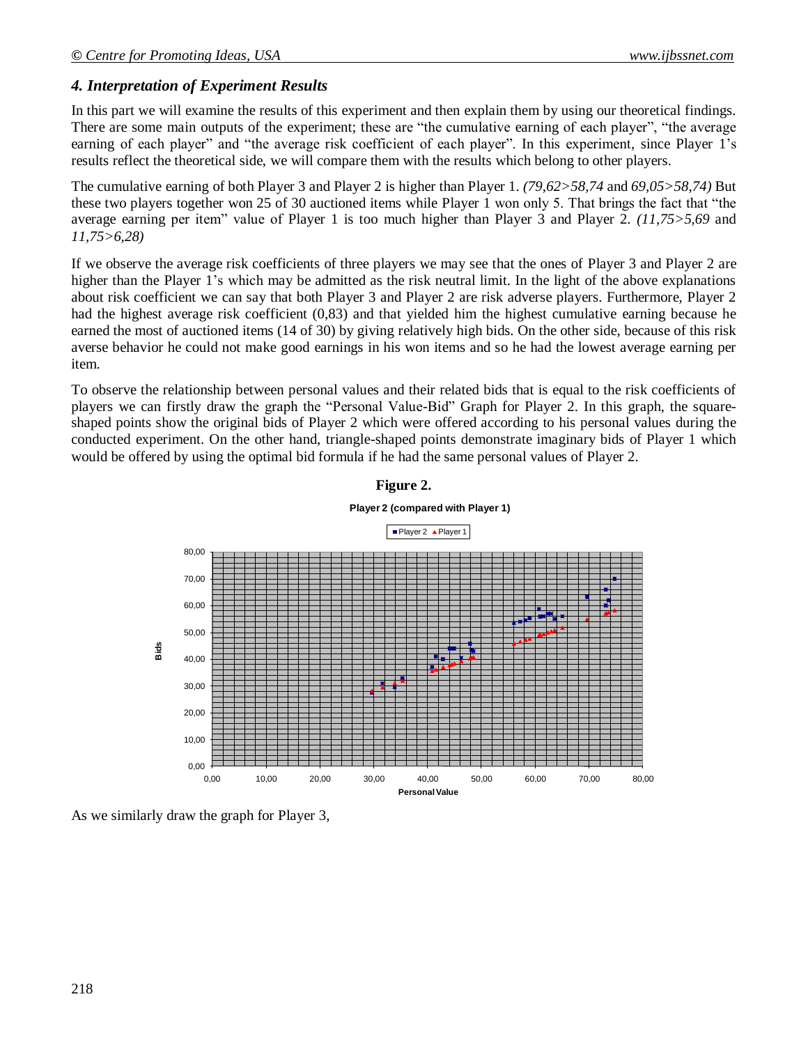### 4. Interpretation of Experiment Results

In this part we will examine the results of this experiment and then explain them by using our theoretical findings. There are some main outputs of the experiment; these are "the cumulative earning of each player", "the average earning of each player" and "the average risk coefficient of each player". In this experiment, since Player 1's results reflect the theoretical side, we will compare them with the results which belong to other players.

The cumulative earning of both Player 3 and Player 2 is higher than Player 1. *(79,62>58,74* and *69,05>58,74)* But these two players together won 25 of 30 auctioned items while Player 1 won only 5. That brings the fact that "the average earning per item" value of Player 1 is too much higher than Player 3 and Player 2. *(11,75>5,69* and *11,75>6,28)*

If we observe the average risk coefficients of three players we may see that the ones of Player 3 and Player 2 are higher than the Player 1's which may be admitted as the risk neutral limit. In the light of the above explanations about risk coefficient we can say that both Player 3 and Player 2 are risk adverse players. Furthermore, Player 2 had the highest average risk coefficient (0,83) and that yielded him the highest cumulative earning because he earned the most of auctioned items (14 of 30) by giving relatively high bids. On the other side, because of this risk averse behavior he could not make good earnings in his won items and so he had the lowest average earning per item.

To observe the relationship between personal values and their related bids that is equal to the risk coefficients of players we can firstly draw the graph the "Personal Value-Bid" Graph for Player 2. In this graph, the square-shaped points show the original bids of Player 2 which were offered according to his personal values during the conducted experiment. On the other hand, triangle-shaped points demonstrate imaginary bids of Player 1 which would be offered by using the optimal bid formula if he had the same personal values of Player 2.

**Figure 2.**

Player 2 (compared with Player 1)

Player 2
Player 1

Bids

0,00
10,00
20,00
30,00
40,00
50,00
60,00
70,00
80,00

0,00 10,00 20,00 30,00 40,00 50,00 60,00 70,00 80,00

Personal Value

As we similarly draw the graph for Player 3,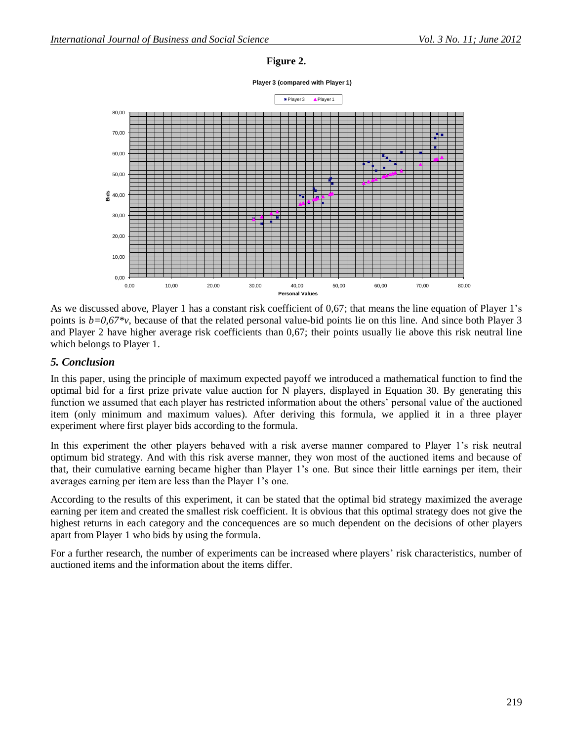**Figure 2.**

Player 3 (compared with Player 1)

Player 3
Player 1

80,00
70,00
60,00
50,00
40,00
30,00
20,00
10,00
0,00

Bids

0,00 10,00 20,00 30,00 40,00 50,00 60,00 70,00 80,00

Personal Values

As we discussed above, Player 1 has a constant risk coefficient of 0,67; that means the line equation of Player 1's points is $b=0,67*v$, because of that the related personal value-bid points lie on this line. And since both Player 3 and Player 2 have higher average risk coefficients than 0,67; their points usually lie above this risk neutral line which belongs to Player 1.

## *5. Conclusion*

In this paper, using the principle of maximum expected payoff we introduced a mathematical function to find the optimal bid for a first prize private value auction for N players, displayed in Equation 30. By generating this function we assumed that each player has restricted information about the others' personal value of the auctioned item (only minimum and maximum values). After deriving this formula, we applied it in a three player experiment where first player bids according to the formula.

In this experiment the other players behaved with a risk averse manner compared to Player 1's risk neutral optimum bid strategy. And with this risk averse manner, they won most of the auctioned items and because of that, their cumulative earning became higher than Player 1's one. But since their little earnings per item, their averages earning per item are less than the Player 1's one.

According to the results of this experiment, it can be stated that the optimal bid strategy maximized the average earning per item and created the smallest risk coefficient. It is obvious that this optimal strategy does not give the highest returns in each category and the concequences are so much dependent on the decisions of other players apart from Player 1 who bids by using the formula.

For a further research, the number of experiments can be increased where players' risk characteristics, number of auctioned items and the information about the items differ.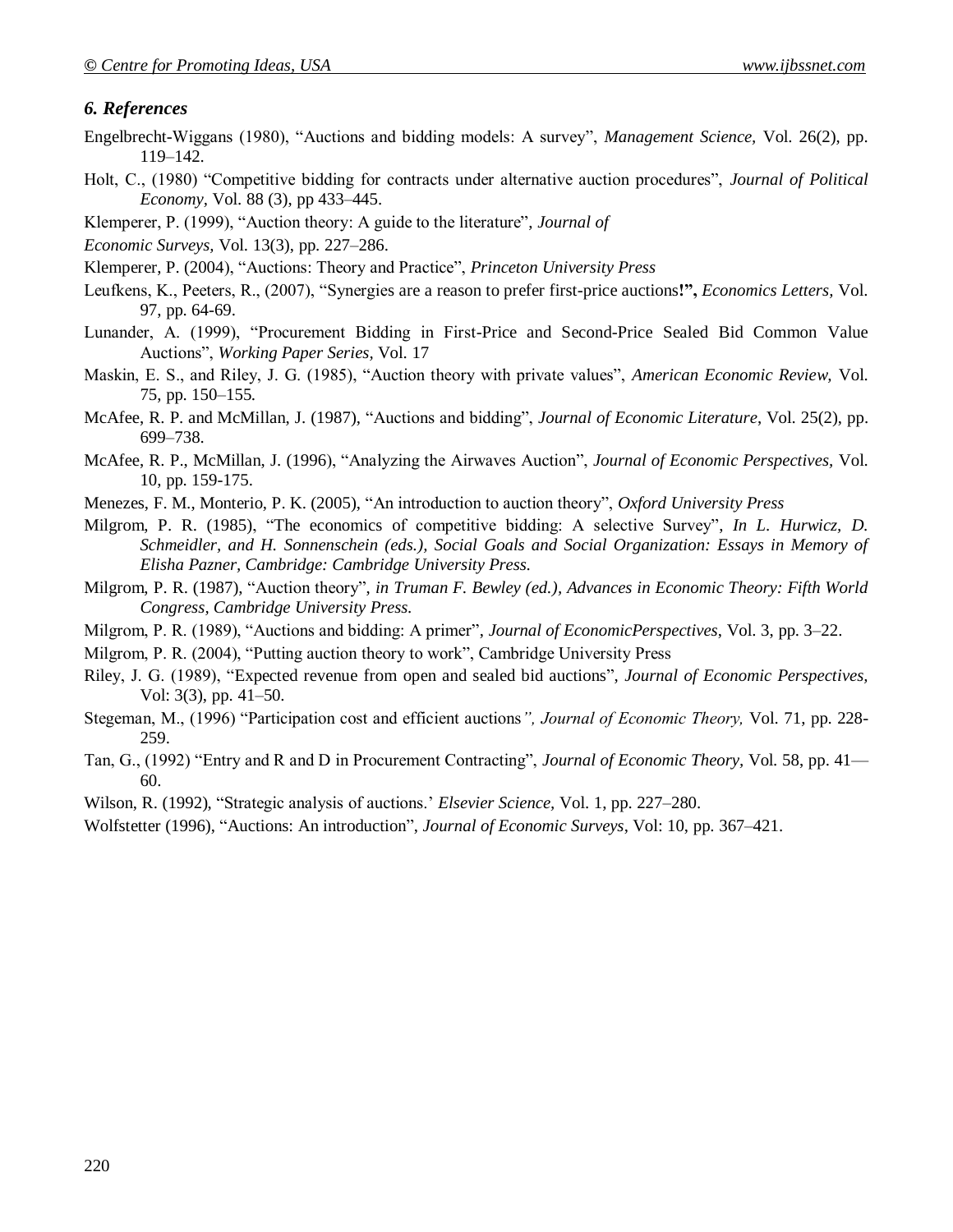### *6. References*

Engelbrecht-Wiggans (1980), "Auctions and bidding models: A survey", *Management Science,* Vol. 26(2), pp. 119–142.

Holt, C., (1980) "Competitive bidding for contracts under alternative auction procedures", *Journal of Political Economy*, Vol. 88 (3), pp 433–445.

Klemperer, P. (1999), "Auction theory: A guide to the literature", *Journal of*

*Economic Surveys,* Vol. 13(3), pp. 227–286.

Klemperer, P. (2004), "Auctions: Theory and Practice", *Princeton University Press*

Leufkens, K., Peeters, R., (2007), "Synergies are a reason to prefer first-price auctions**!",** *Economics Letters,* Vol. 97, pp. 64-69.

Lunander, A. (1999), "Procurement Bidding in First-Price and Second-Price Sealed Bid Common Value Auctions", *Working Paper Series,* Vol. 17

Maskin, E. S., and Riley, J. G. (1985), "Auction theory with private values", *American Economic Review,* Vol. 75, pp. 150–155.

McAfee, R. P. and McMillan, J. (1987), "Auctions and bidding", *Journal of Economic Literature,* Vol. 25(2), pp. 699–738.

McAfee, R. P., McMillan, J. (1996), "Analyzing the Airwaves Auction", *Journal of Economic Perspectives,* Vol. 10, pp. 159-175.

Menezes, F. M., Monterio, P. K. (2005), "An introduction to auction theory", *Oxford University Press*

Milgrom, P. R. (1985), "The economics of competitive bidding: A selective Survey", *In L. Hurwicz, D. Schmeidler, and H. Sonnenschein (eds.), Social Goals and Social Organization: Essays in Memory of Elisha Pazner, Cambridge: Cambridge University Press.*

Milgrom, P. R. (1987), "Auction theory"*, in Truman F. Bewley (ed.), Advances in Economic Theory: Fifth World Congress, Cambridge University Press.*

Milgrom, P. R. (1989), "Auctions and bidding: A primer", *Journal of EconomicPerspectives*, Vol. 3, pp. 3–22.

Milgrom, P. R. (2004), "Putting auction theory to work", Cambridge University Press

Riley, J. G. (1989), "Expected revenue from open and sealed bid auctions", *Journal of Economic Perspectives,* Vol: 3(3), pp. 41–50.

Stegeman, M., (1996) "Participation cost and efficient auctions*", Journal of Economic Theory,* Vol. 71, pp. 228-259.

Tan, G., (1992) "Entry and R and D in Procurement Contracting", *Journal of Economic Theory,* Vol. 58, pp. 41—60.

Wilson, R. (1992), "Strategic analysis of auctions.' *Elsevier Science,* Vol. 1, pp. 227–280.

Wolfstetter (1996), "Auctions: An introduction", *Journal of Economic Surveys*, Vol: 10, pp. 367–421.